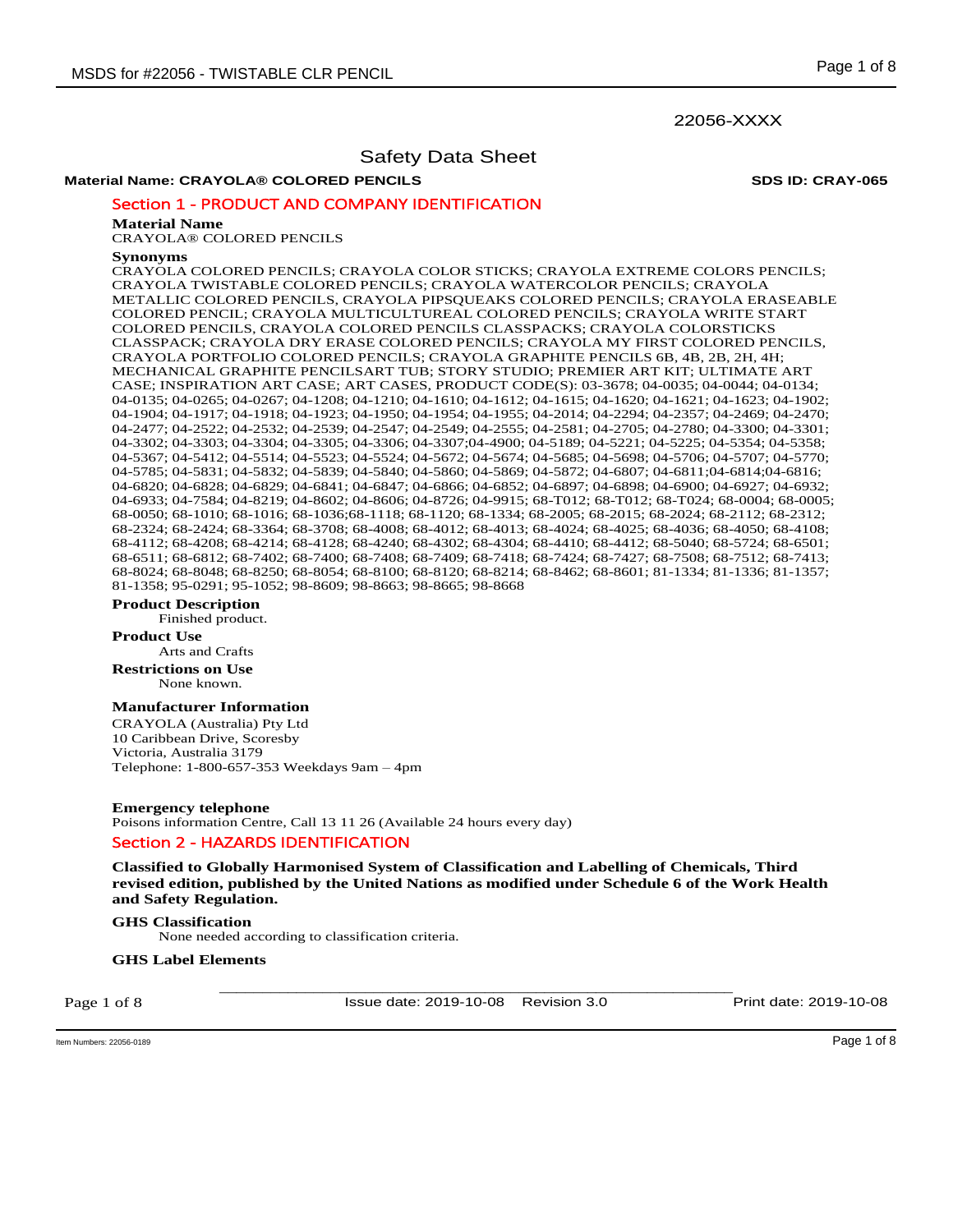22056-XXXX

# Safety Data Sheet

**Material Name: CRAYOLA® COLORED PENCILS** **SDS ID: CRAY-065**

## Section 1 - PRODUCT AND COMPANY IDENTIFICATION

**Material Name**

CRAYOLA® COLORED PENCILS

**Synonyms**

CRAYOLA COLORED PENCILS; CRAYOLA COLOR STICKS; CRAYOLA EXTREME COLORS PENCILS; CRAYOLA TWISTABLE COLORED PENCILS; CRAYOLA WATERCOLOR PENCILS; CRAYOLA METALLIC COLORED PENCILS, CRAYOLA PIPSQUEAKS COLORED PENCILS; CRAYOLA ERASEABLE COLORED PENCIL; CRAYOLA MULTICULTUREAL COLORED PENCILS; CRAYOLA WRITE START COLORED PENCILS, CRAYOLA COLORED PENCILS CLASSPACKS; CRAYOLA COLORSTICKS CLASSPACK; CRAYOLA DRY ERASE COLORED PENCILS; CRAYOLA MY FIRST COLORED PENCILS, CRAYOLA PORTFOLIO COLORED PENCILS; CRAYOLA GRAPHITE PENCILS 6B, 4B, 2B, 2H, 4H; MECHANICAL GRAPHITE PENCILSART TUB; STORY STUDIO; PREMIER ART KIT; ULTIMATE ART CASE; INSPIRATION ART CASE; ART CASES, PRODUCT CODE(S): 03-3678; 04-0035; 04-0044; 04-0134; 04-0135; 04-0265; 04-0267; 04-1208; 04-1210; 04-1610; 04-1612; 04-1615; 04-1620; 04-1621; 04-1623; 04-1902; 04-1904; 04-1917; 04-1918; 04-1923; 04-1950; 04-1954; 04-1955; 04-2014; 04-2294; 04-2357; 04-2469; 04-2470; 04-2477; 04-2522; 04-2532; 04-2539; 04-2547; 04-2549; 04-2555; 04-2581; 04-2705; 04-2780; 04-3300; 04-3301; 04-3302; 04-3303; 04-3304; 04-3305; 04-3306; 04-3307;04-4900; 04-5189; 04-5221; 04-5225; 04-5354; 04-5358; 04-5367; 04-5412; 04-5514; 04-5523; 04-5524; 04-5672; 04-5674; 04-5685; 04-5698; 04-5706; 04-5707; 04-5770; 04-5785; 04-5831; 04-5832; 04-5839; 04-5840; 04-5860; 04-5869; 04-5872; 04-6807; 04-6811;04-6814;04-6816; 04-6820; 04-6828; 04-6829; 04-6841; 04-6847; 04-6866; 04-6852; 04-6897; 04-6898; 04-6900; 04-6927; 04-6932; 04-6933; 04-7584; 04-8219; 04-8602; 04-8606; 04-8726; 04-9915; 68-T012; 68-T012; 68-T024; 68-0004; 68-0005; 68-0050; 68-1010; 68-1016; 68-1036;68-1118; 68-1120; 68-1334; 68-2005; 68-2015; 68-2024; 68-2112; 68-2312; 68-2324; 68-2424; 68-3364; 68-3708; 68-4008; 68-4012; 68-4013; 68-4024; 68-4025; 68-4036; 68-4050; 68-4108; 68-4112; 68-4208; 68-4214; 68-4128; 68-4240; 68-4302; 68-4304; 68-4410; 68-4412; 68-5040; 68-5724; 68-6501; 68-6511; 68-6812; 68-7402; 68-7400; 68-7408; 68-7409; 68-7418; 68-7424; 68-7427; 68-7508; 68-7512; 68-7413; 68-8024; 68-8048; 68-8250; 68-8054; 68-8100; 68-8120; 68-8214; 68-8462; 68-8601; 81-1334; 81-1336; 81-1357; 81-1358; 95-0291; 95-1052; 98-8609; 98-8663; 98-8665; 98-8668

**Product Description**

Finished product.

**Product Use**

Arts and Crafts

**Restrictions on Use**

None known.

**Manufacturer Information**

CRAYOLA (Australia) Pty Ltd
10 Caribbean Drive, Scoresby
Victoria, Australia 3179
Telephone: 1-800-657-353 Weekdays 9am – 4pm

**Emergency telephone**

Poisons information Centre, Call 13 11 26 (Available 24 hours every day)

## Section 2 - HAZARDS IDENTIFICATION

**Classified to Globally Harmonised System of Classification and Labelling of Chemicals, Third revised edition, published by the United Nations as modified under Schedule 6 of the Work Health and Safety Regulation.**

**GHS Classification**

None needed according to classification criteria.

**GHS Label Elements**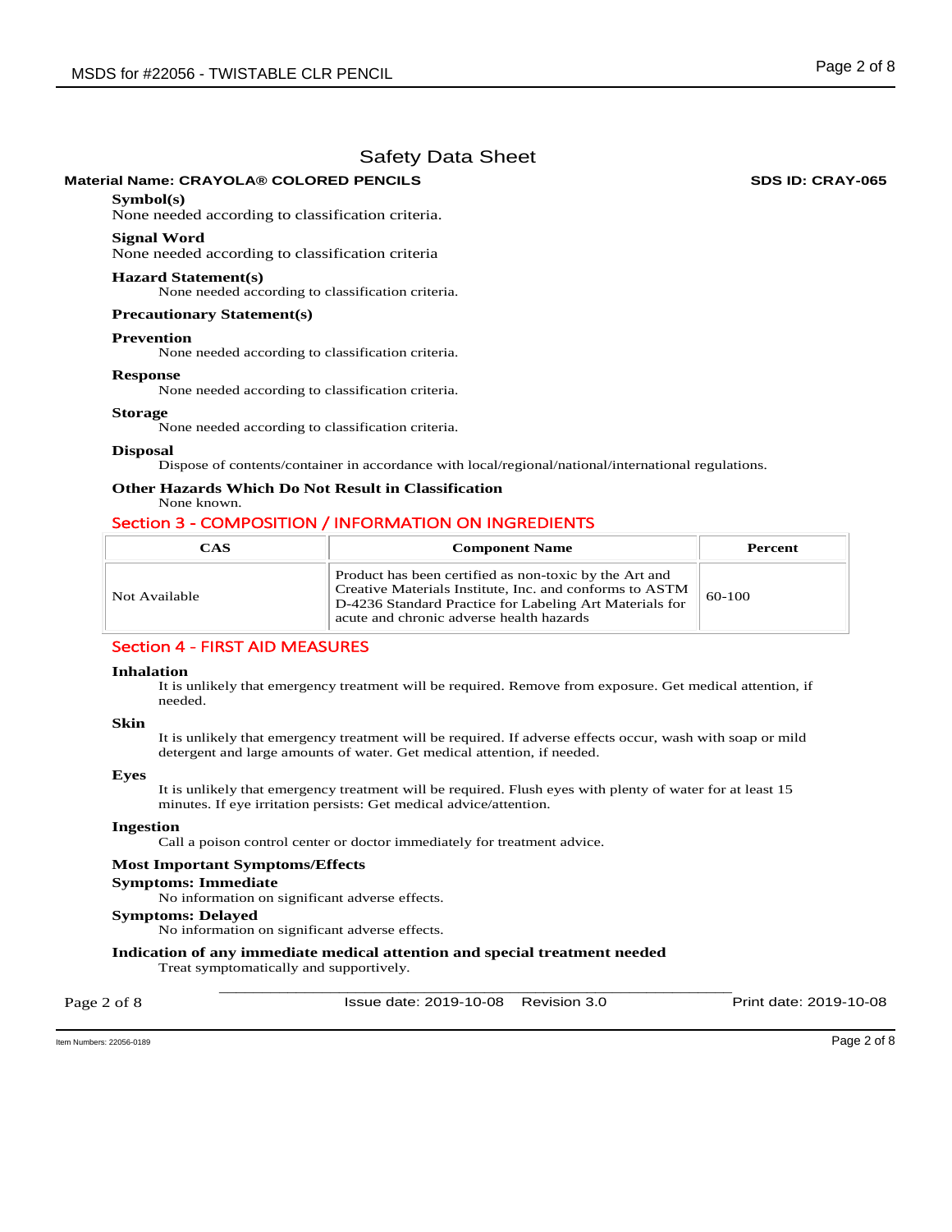# Safety Data Sheet

**Material Name: CRAYOLA® COLORED PENCILS** **SDS ID: CRAY-065**

**Symbol(s)**

None needed according to classification criteria.

**Signal Word**

None needed according to classification criteria

**Hazard Statement(s)**

None needed according to classification criteria.

**Precautionary Statement(s)**

**Prevention**

None needed according to classification criteria.

**Response**

None needed according to classification criteria.

**Storage**

None needed according to classification criteria.

**Disposal**

Dispose of contents/container in accordance with local/regional/national/international regulations.

**Other Hazards Which Do Not Result in Classification**

None known.

## Section 3 - COMPOSITION / INFORMATION ON INGREDIENTS

| CAS | Component Name | Percent |
|---|---|---|
| Not Available | Product has been certified as non-toxic by the Art and Creative Materials Institute, Inc. and conforms to ASTM D-4236 Standard Practice for Labeling Art Materials for acute and chronic adverse health hazards | 60-100 |

## Section 4 - FIRST AID MEASURES

**Inhalation**

It is unlikely that emergency treatment will be required. Remove from exposure. Get medical attention, if needed.

**Skin**

It is unlikely that emergency treatment will be required. If adverse effects occur, wash with soap or mild detergent and large amounts of water. Get medical attention, if needed.

**Eyes**

It is unlikely that emergency treatment will be required. Flush eyes with plenty of water for at least 15 minutes. If eye irritation persists: Get medical advice/attention.

**Ingestion**

Call a poison control center or doctor immediately for treatment advice.

**Most Important Symptoms/Effects**

**Symptoms: Immediate**

No information on significant adverse effects.

**Symptoms: Delayed**

No information on significant adverse effects.

**Indication of any immediate medical attention and special treatment needed**

Treat symptomatically and supportively.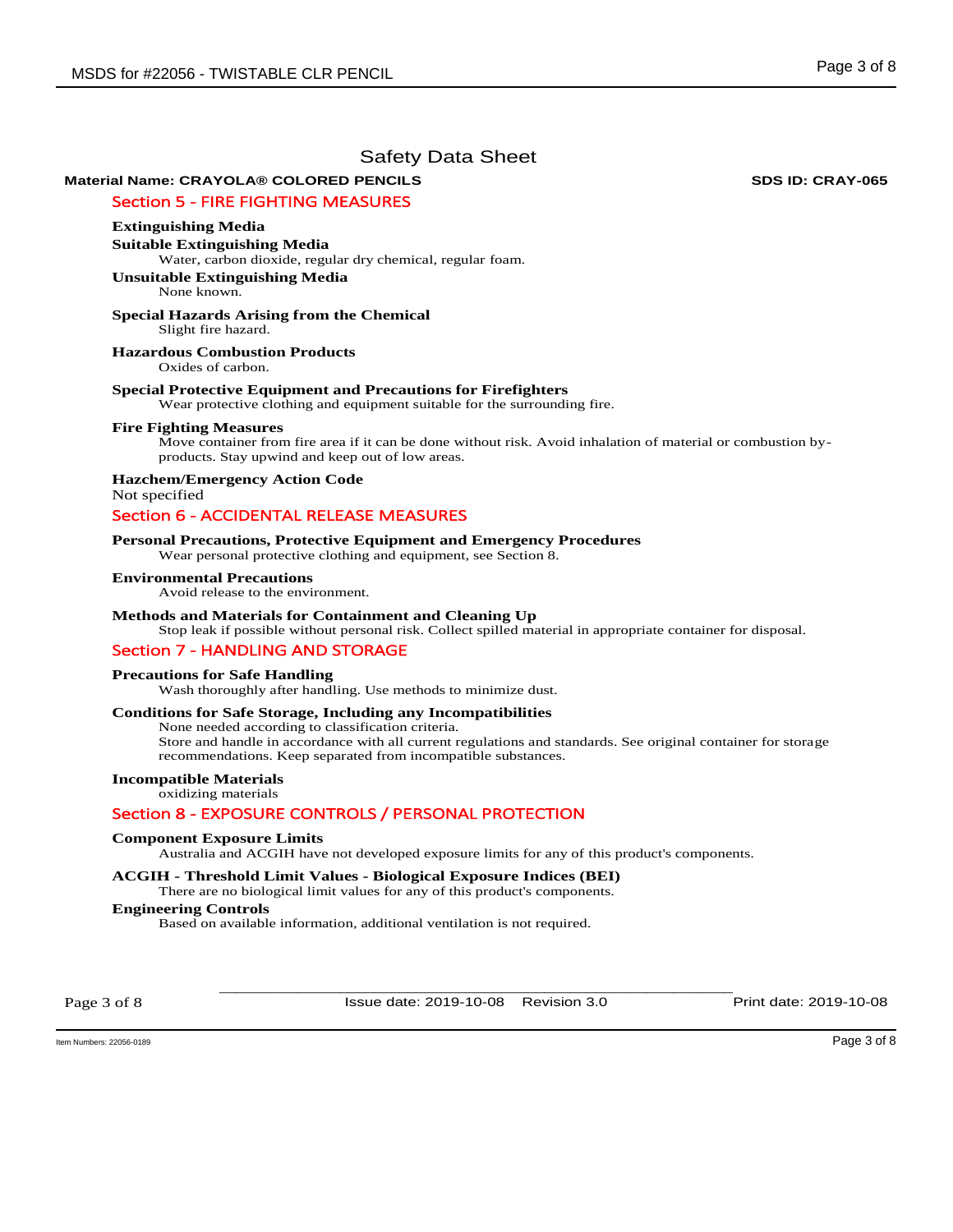Safety Data Sheet

**Material Name: CRAYOLA® COLORED PENCILS** **SDS ID: CRAY-065**

## Section 5 - FIRE FIGHTING MEASURES

### Extinguishing Media

**Suitable Extinguishing Media**

Water, carbon dioxide, regular dry chemical, regular foam.

**Unsuitable Extinguishing Media**

None known.

### Special Hazards Arising from the Chemical

Slight fire hazard.

### Hazardous Combustion Products

Oxides of carbon.

### Special Protective Equipment and Precautions for Firefighters

Wear protective clothing and equipment suitable for the surrounding fire.

### Fire Fighting Measures

Move container from fire area if it can be done without risk. Avoid inhalation of material or combustion by-products. Stay upwind and keep out of low areas.

### Hazchem/Emergency Action Code

Not specified

## Section 6 - ACCIDENTAL RELEASE MEASURES

### Personal Precautions, Protective Equipment and Emergency Procedures

Wear personal protective clothing and equipment, see Section 8.

### Environmental Precautions

Avoid release to the environment.

### Methods and Materials for Containment and Cleaning Up

Stop leak if possible without personal risk. Collect spilled material in appropriate container for disposal.

## Section 7 - HANDLING AND STORAGE

### Precautions for Safe Handling

Wash thoroughly after handling. Use methods to minimize dust.

### Conditions for Safe Storage, Including any Incompatibilities

None needed according to classification criteria.

Store and handle in accordance with all current regulations and standards. See original container for storage recommendations. Keep separated from incompatible substances.

### Incompatible Materials

oxidizing materials

## Section 8 - EXPOSURE CONTROLS / PERSONAL PROTECTION

### Component Exposure Limits

Australia and ACGIH have not developed exposure limits for any of this product's components.

### ACGIH - Threshold Limit Values - Biological Exposure Indices (BEI)

There are no biological limit values for any of this product's components.

### Engineering Controls

Based on available information, additional ventilation is not required.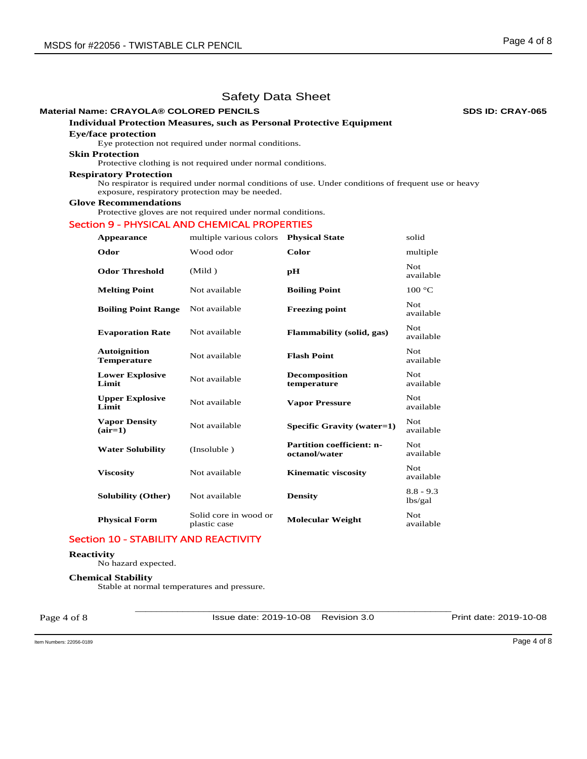# Safety Data Sheet

**Material Name: CRAYOLA® COLORED PENCILS** **SDS ID: CRAY-065**

### Individual Protection Measures, such as Personal Protective Equipment

**Eye/face protection**

Eye protection not required under normal conditions.

**Skin Protection**

Protective clothing is not required under normal conditions.

**Respiratory Protection**

No respirator is required under normal conditions of use. Under conditions of frequent use or heavy exposure, respiratory protection may be needed.

**Glove Recommendations**

Protective gloves are not required under normal conditions.

## Section 9 - PHYSICAL AND CHEMICAL PROPERTIES

| | | | |
|---|---|---|---|
| **Appearance** | multiple various colors | **Physical State** | solid |
| **Odor** | Wood odor | **Color** | multiple |
| **Odor Threshold** | (Mild ) | **pH** | Not available |
| **Melting Point** | Not available | **Boiling Point** | 100 °C |
| **Boiling Point Range** | Not available | **Freezing point** | Not available |
| **Evaporation Rate** | Not available | **Flammability (solid, gas)** | Not available |
| **Autoignition Temperature** | Not available | **Flash Point** | Not available |
| **Lower Explosive Limit** | Not available | **Decomposition temperature** | Not available |
| **Upper Explosive Limit** | Not available | **Vapor Pressure** | Not available |
| **Vapor Density (air=1)** | Not available | **Specific Gravity (water=1)** | Not available |
| **Water Solubility** | (Insoluble ) | **Partition coefficient: n-octanol/water** | Not available |
| **Viscosity** | Not available | **Kinematic viscosity** | Not available |
| **Solubility (Other)** | Not available | **Density** | 8.8 - 9.3 lbs/gal |
| **Physical Form** | Solid core in wood or plastic case | **Molecular Weight** | Not available |

## Section 10 - STABILITY AND REACTIVITY

**Reactivity**

No hazard expected.

**Chemical Stability**

Stable at normal temperatures and pressure.

Issue date: 2019-10-08 Revision 3.0 Print date: 2019-10-08

Item Numbers: 22056-0189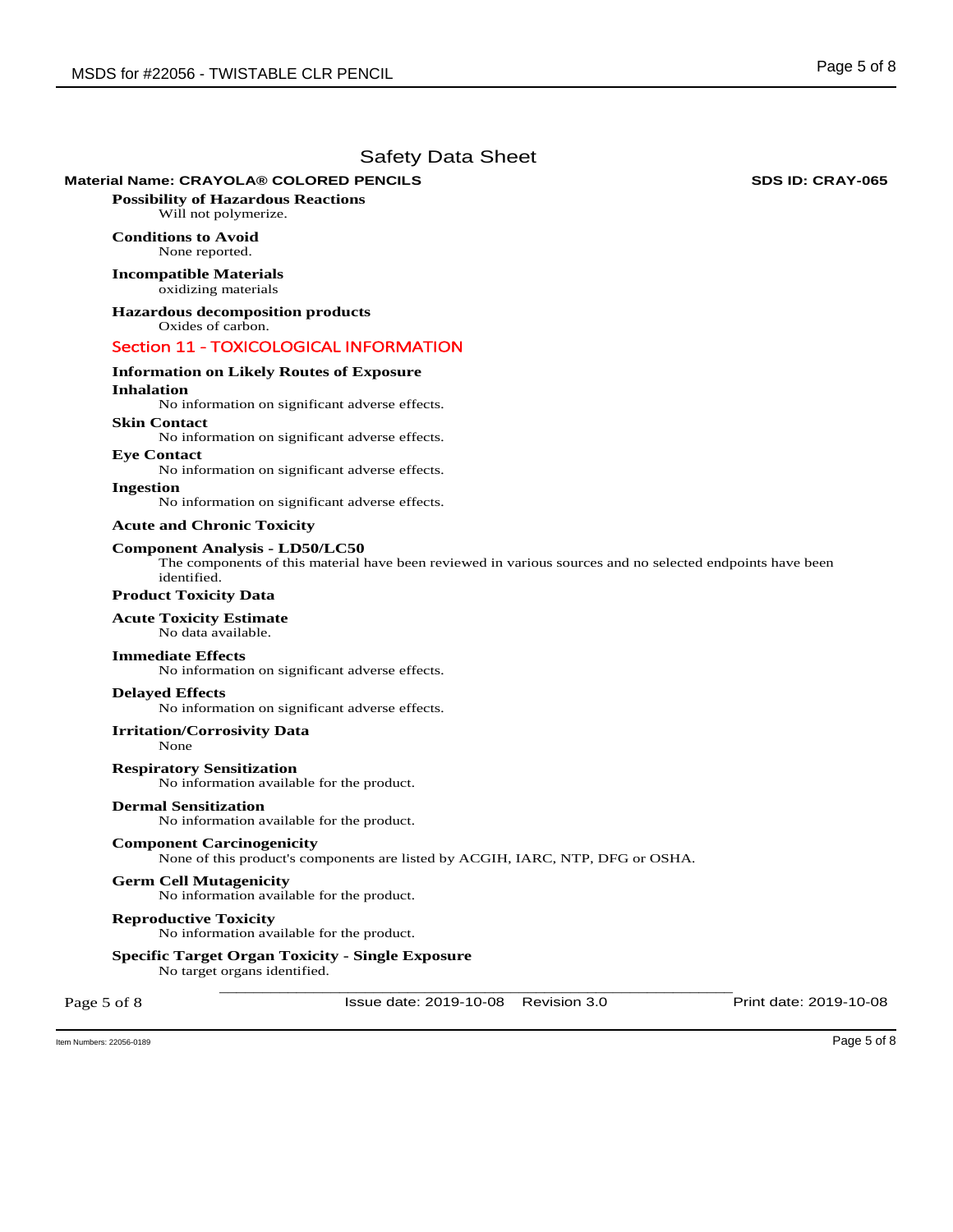# Safety Data Sheet

**Material Name: CRAYOLA® COLORED PENCILS** **SDS ID: CRAY-065**

**Possibility of Hazardous Reactions**

Will not polymerize.

**Conditions to Avoid**

None reported.

**Incompatible Materials**

oxidizing materials

**Hazardous decomposition products**

Oxides of carbon.

## Section 11 - TOXICOLOGICAL INFORMATION

**Information on Likely Routes of Exposure**

**Inhalation**

No information on significant adverse effects.

**Skin Contact**

No information on significant adverse effects.

**Eye Contact**

No information on significant adverse effects.

**Ingestion**

No information on significant adverse effects.

**Acute and Chronic Toxicity**

**Component Analysis - LD50/LC50**

The components of this material have been reviewed in various sources and no selected endpoints have been identified.

**Product Toxicity Data**

**Acute Toxicity Estimate**

No data available.

**Immediate Effects**

No information on significant adverse effects.

**Delayed Effects**

No information on significant adverse effects.

**Irritation/Corrosivity Data**

None

**Respiratory Sensitization**

No information available for the product.

**Dermal Sensitization**

No information available for the product.

**Component Carcinogenicity**

None of this product's components are listed by ACGIH, IARC, NTP, DFG or OSHA.

**Germ Cell Mutagenicity**

No information available for the product.

**Reproductive Toxicity**

No information available for the product.

**Specific Target Organ Toxicity - Single Exposure**

No target organs identified.

Issue date: 2019-10-08 Revision 3.0 Print date: 2019-10-08

Item Numbers: 22056-0189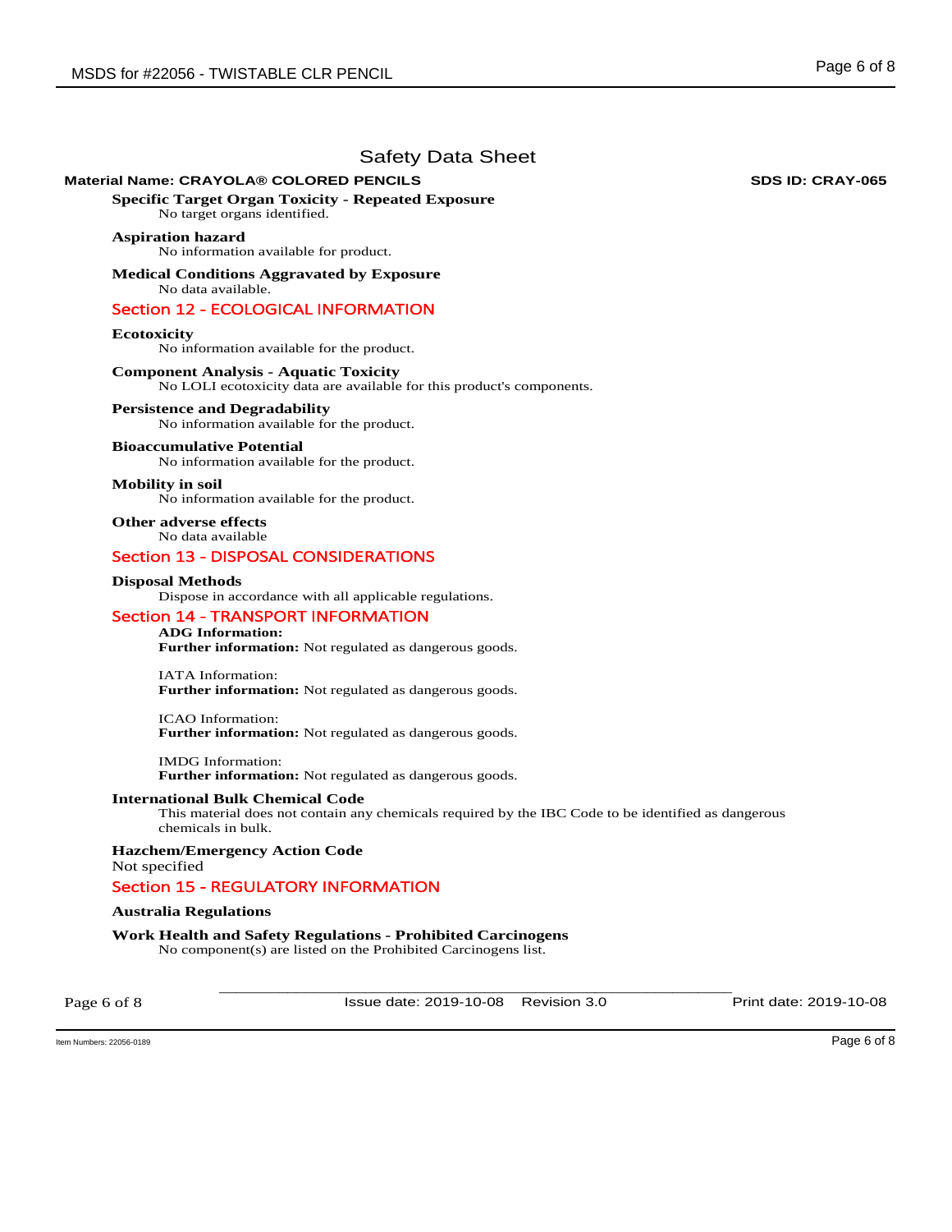## Safety Data Sheet

**Material Name: CRAYOLA® COLORED PENCILS** **SDS ID: CRAY-065**

**Specific Target Organ Toxicity - Repeated Exposure**
No target organs identified.

**Aspiration hazard**
No information available for product.

**Medical Conditions Aggravated by Exposure**
No data available.

## Section 12 - ECOLOGICAL INFORMATION

**Ecotoxicity**
No information available for the product.

**Component Analysis - Aquatic Toxicity**
No LOLI ecotoxicity data are available for this product's components.

**Persistence and Degradability**
No information available for the product.

**Bioaccumulative Potential**
No information available for the product.

**Mobility in soil**
No information available for the product.

**Other adverse effects**
No data available

## Section 13 - DISPOSAL CONSIDERATIONS

**Disposal Methods**
Dispose in accordance with all applicable regulations.

## Section 14 - TRANSPORT INFORMATION

**ADG Information:**
**Further information:** Not regulated as dangerous goods.

IATA Information:
**Further information:** Not regulated as dangerous goods.

ICAO Information:
**Further information:** Not regulated as dangerous goods.

IMDG Information:
**Further information:** Not regulated as dangerous goods.

**International Bulk Chemical Code**
This material does not contain any chemicals required by the IBC Code to be identified as dangerous chemicals in bulk.

**Hazchem/Emergency Action Code**
Not specified

## Section 15 - REGULATORY INFORMATION

**Australia Regulations**

**Work Health and Safety Regulations - Prohibited Carcinogens**
No component(s) are listed on the Prohibited Carcinogens list.

Issue date: 2019-10-08 Revision 3.0 Print date: 2019-10-08

Item Numbers: 22056-0189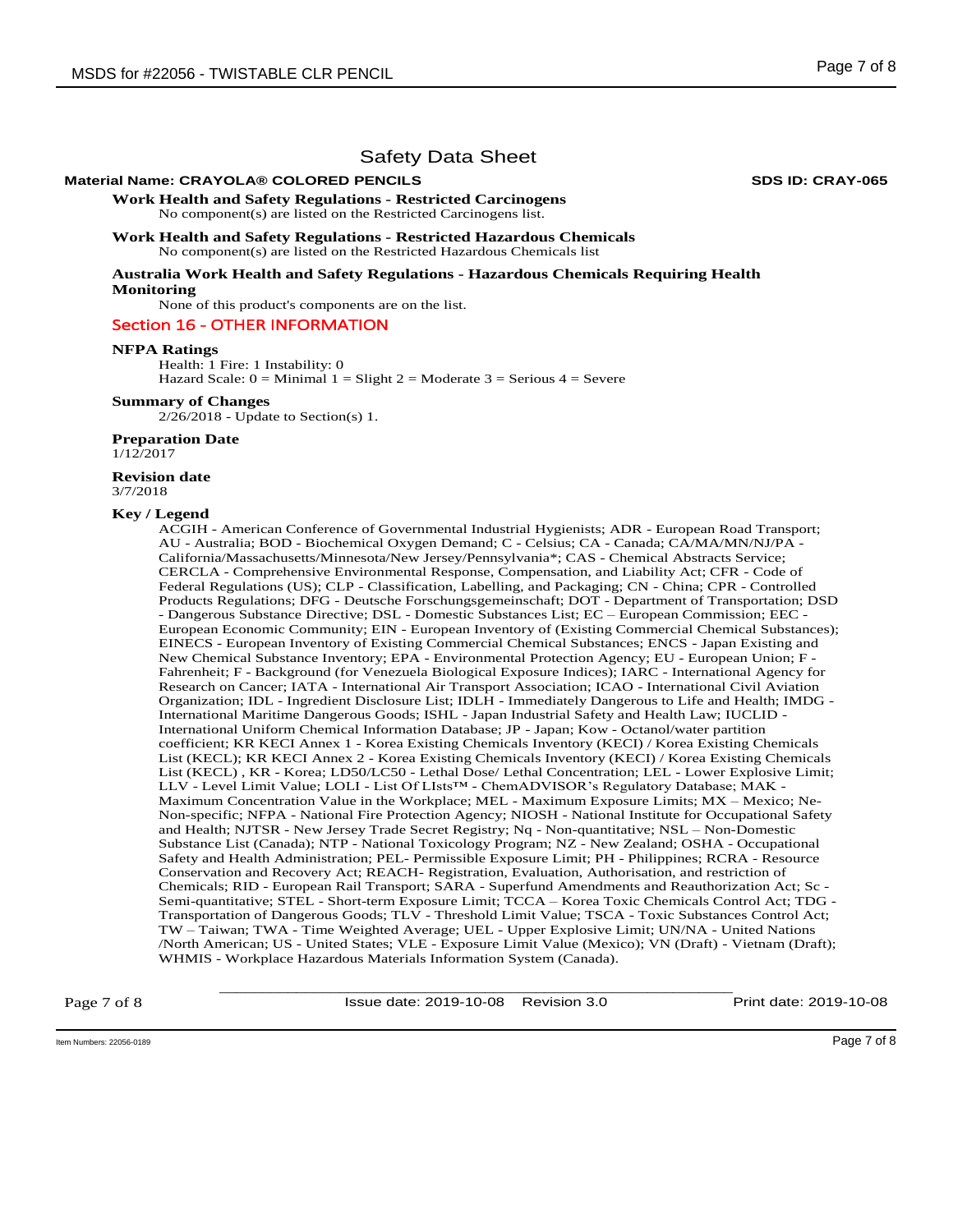# Safety Data Sheet

**Material Name: CRAYOLA® COLORED PENCILS** **SDS ID: CRAY-065**

**Work Health and Safety Regulations - Restricted Carcinogens**
No component(s) are listed on the Restricted Carcinogens list.

**Work Health and Safety Regulations - Restricted Hazardous Chemicals**
No component(s) are listed on the Restricted Hazardous Chemicals list

**Australia Work Health and Safety Regulations - Hazardous Chemicals Requiring Health Monitoring**
None of this product's components are on the list.

## Section 16 - OTHER INFORMATION

**NFPA Ratings**
Health: 1 Fire: 1 Instability: 0
Hazard Scale: 0 = Minimal 1 = Slight 2 = Moderate 3 = Serious 4 = Severe

**Summary of Changes**
2/26/2018 - Update to Section(s) 1.

**Preparation Date**
1/12/2017

**Revision date**
3/7/2018

**Key / Legend**
ACGIH - American Conference of Governmental Industrial Hygienists; ADR - European Road Transport; AU - Australia; BOD - Biochemical Oxygen Demand; C - Celsius; CA - Canada; CA/MA/MN/NJ/PA - California/Massachusetts/Minnesota/New Jersey/Pennsylvania*; CAS - Chemical Abstracts Service; CERCLA - Comprehensive Environmental Response, Compensation, and Liability Act; CFR - Code of Federal Regulations (US); CLP - Classification, Labelling, and Packaging; CN - China; CPR - Controlled Products Regulations; DFG - Deutsche Forschungsgemeinschaft; DOT - Department of Transportation; DSD - Dangerous Substance Directive; DSL - Domestic Substances List; EC – European Commission; EEC - European Economic Community; EIN - European Inventory of (Existing Commercial Chemical Substances); EINECS - European Inventory of Existing Commercial Chemical Substances; ENCS - Japan Existing and New Chemical Substance Inventory; EPA - Environmental Protection Agency; EU - European Union; F - Fahrenheit; F - Background (for Venezuela Biological Exposure Indices); IARC - International Agency for Research on Cancer; IATA - International Air Transport Association; ICAO - International Civil Aviation Organization; IDL - Ingredient Disclosure List; IDLH - Immediately Dangerous to Life and Health; IMDG - International Maritime Dangerous Goods; ISHL - Japan Industrial Safety and Health Law; IUCLID - International Uniform Chemical Information Database; JP - Japan; Kow - Octanol/water partition coefficient; KR KECI Annex 1 - Korea Existing Chemicals Inventory (KECI) / Korea Existing Chemicals List (KECL); KR KECI Annex 2 - Korea Existing Chemicals Inventory (KECI) / Korea Existing Chemicals List (KECL) , KR - Korea; LD50/LC50 - Lethal Dose/ Lethal Concentration; LEL - Lower Explosive Limit; LLV - Level Limit Value; LOLI - List Of LIsts™ - ChemADVISOR's Regulatory Database; MAK - Maximum Concentration Value in the Workplace; MEL - Maximum Exposure Limits; MX – Mexico; Ne- Non-specific; NFPA - National Fire Protection Agency; NIOSH - National Institute for Occupational Safety and Health; NJTSR - New Jersey Trade Secret Registry; Nq - Non-quantitative; NSL – Non-Domestic Substance List (Canada); NTP - National Toxicology Program; NZ - New Zealand; OSHA - Occupational Safety and Health Administration; PEL- Permissible Exposure Limit; PH - Philippines; RCRA - Resource Conservation and Recovery Act; REACH- Registration, Evaluation, Authorisation, and restriction of Chemicals; RID - European Rail Transport; SARA - Superfund Amendments and Reauthorization Act; Sc - Semi-quantitative; STEL - Short-term Exposure Limit; TCCA – Korea Toxic Chemicals Control Act; TDG - Transportation of Dangerous Goods; TLV - Threshold Limit Value; TSCA - Toxic Substances Control Act; TW – Taiwan; TWA - Time Weighted Average; UEL - Upper Explosive Limit; UN/NA - United Nations /North American; US - United States; VLE - Exposure Limit Value (Mexico); VN (Draft) - Vietnam (Draft); WHMIS - Workplace Hazardous Materials Information System (Canada).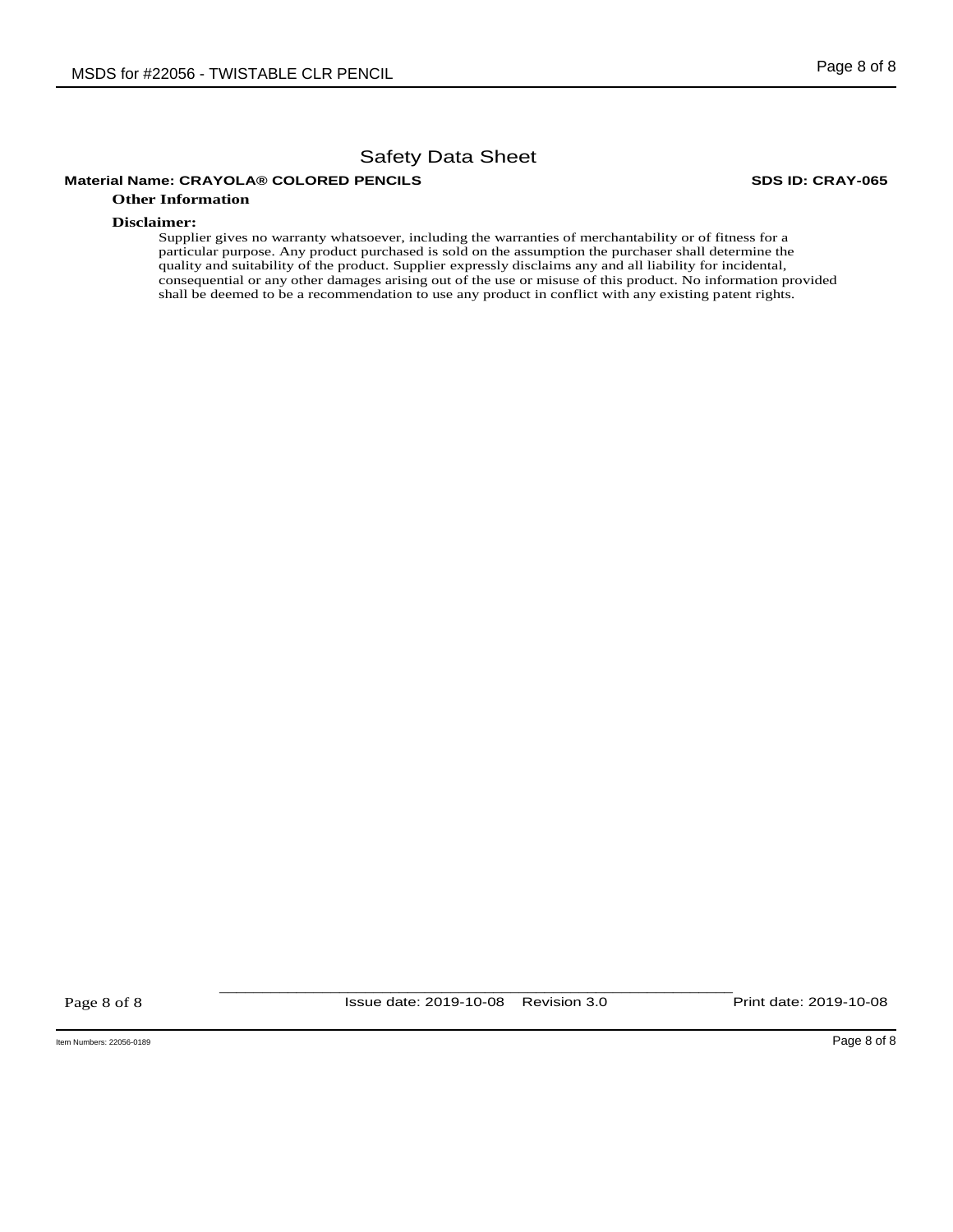# Safety Data Sheet

**Material Name: CRAYOLA® COLORED PENCILS** **SDS ID: CRAY-065**

## Other Information

### Disclaimer:

Supplier gives no warranty whatsoever, including the warranties of merchantability or of fitness for a particular purpose. Any product purchased is sold on the assumption the purchaser shall determine the quality and suitability of the product. Supplier expressly disclaims any and all liability for incidental, consequential or any other damages arising out of the use or misuse of this product. No information provided shall be deemed to be a recommendation to use any product in conflict with any existing patent rights.

Issue date: 2019-10-08 Revision 3.0 Print date: 2019-10-08

Item Numbers: 22056-0189